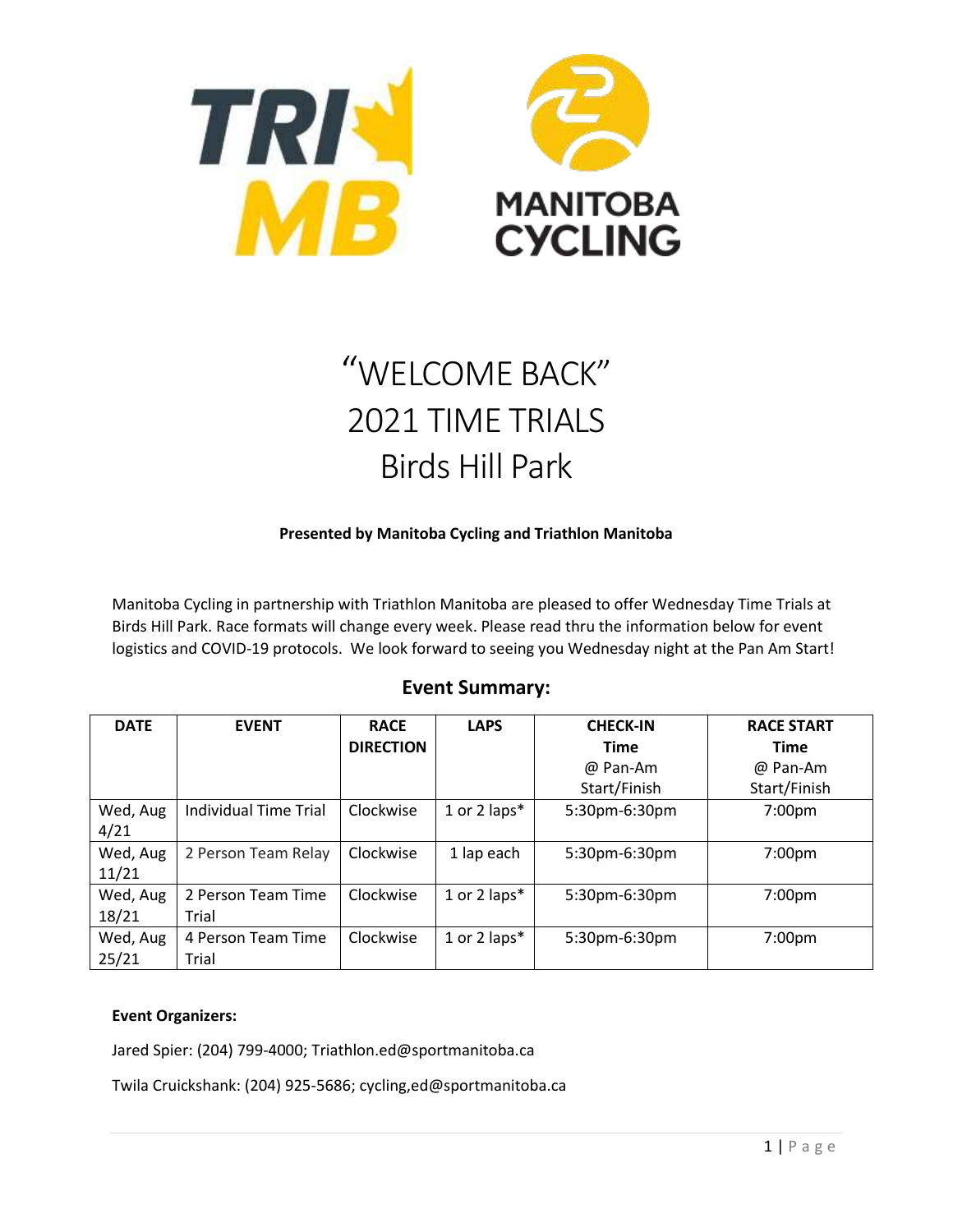# "WELCOME BACK"
# 2021 TIME TRIALS
# Birds Hill Park

**Presented by Manitoba Cycling and Triathlon Manitoba**

Manitoba Cycling in partnership with Triathlon Manitoba are pleased to offer Wednesday Time Trials at Birds Hill Park. Race formats will change every week. Please read thru the information below for event logistics and COVID-19 protocols. We look forward to seeing you Wednesday night at the Pan Am Start!

## Event Summary:

| DATE | EVENT | RACE DIRECTION | LAPS | CHECK-IN Time @ Pan-Am Start/Finish | RACE START Time @ Pan-Am Start/Finish |
|---|---|---|---|---|---|
| Wed, Aug 4/21 | Individual Time Trial | Clockwise | 1 or 2 laps* | 5:30pm-6:30pm | 7:00pm |
| Wed, Aug 11/21 | 2 Person Team Relay | Clockwise | 1 lap each | 5:30pm-6:30pm | 7:00pm |
| Wed, Aug 18/21 | 2 Person Team Time Trial | Clockwise | 1 or 2 laps* | 5:30pm-6:30pm | 7:00pm |
| Wed, Aug 25/21 | 4 Person Team Time Trial | Clockwise | 1 or 2 laps* | 5:30pm-6:30pm | 7:00pm |

**Event Organizers:**

Jared Spier: (204) 799-4000; Triathlon.ed@sportmanitoba.ca

Twila Cruickshank: (204) 925-5686; cycling,ed@sportmanitoba.ca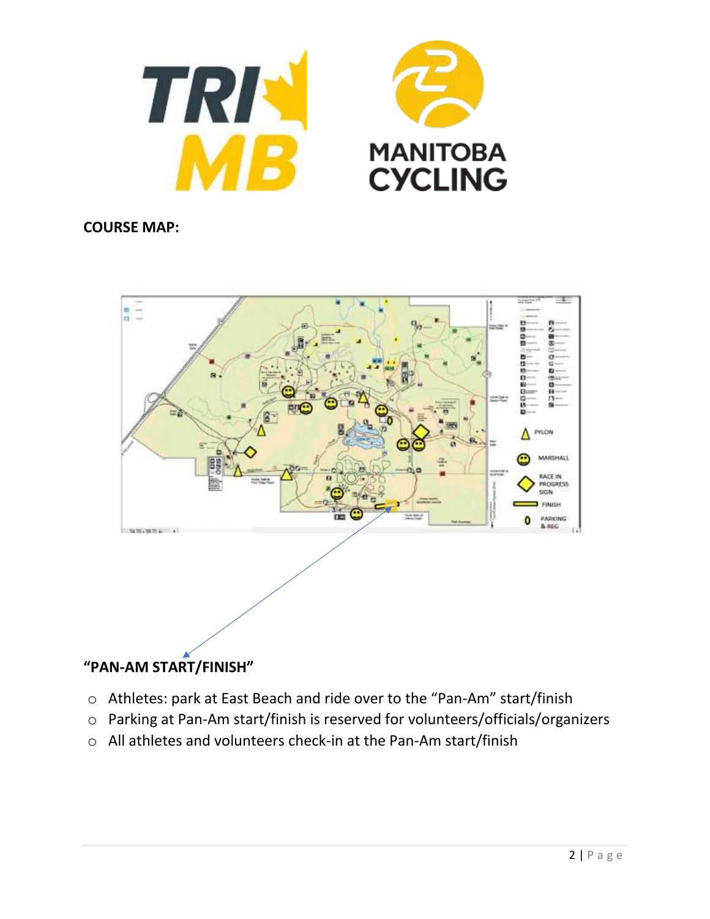**COURSE MAP:**

**"PAN-AM START/FINISH"**

- Athletes: park at East Beach and ride over to the "Pan-Am" start/finish
- Parking at Pan-Am start/finish is reserved for volunteers/officials/organizers
- All athletes and volunteers check-in at the Pan-Am start/finish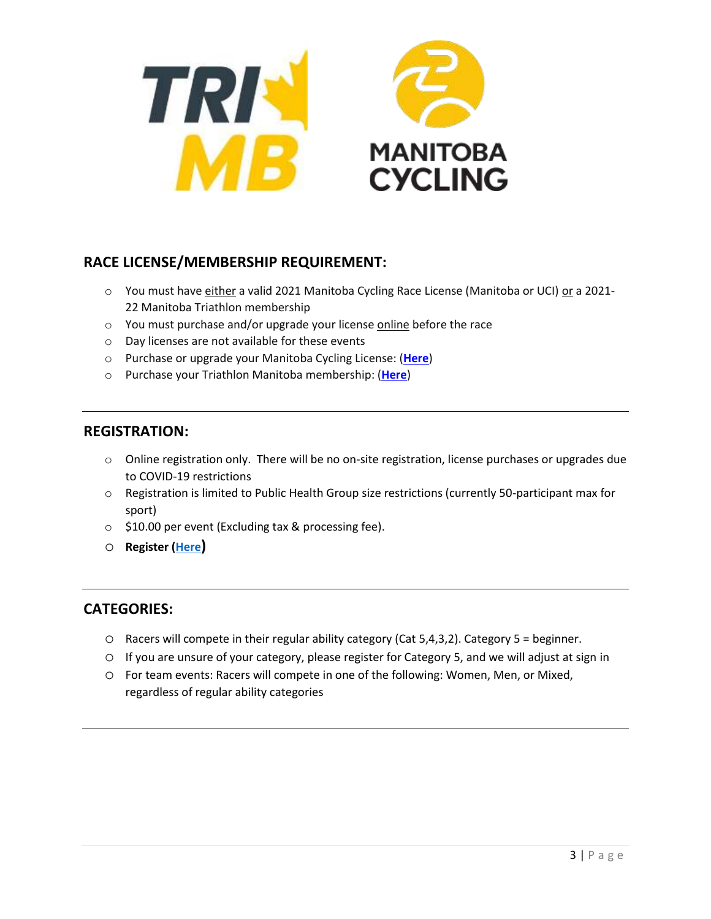## RACE LICENSE/MEMBERSHIP REQUIREMENT:

- You must have either a valid 2021 Manitoba Cycling Race License (Manitoba or UCI) or a 2021-22 Manitoba Triathlon membership
- You must purchase and/or upgrade your license online before the race
- Day licenses are not available for these events
- Purchase or upgrade your Manitoba Cycling License: (**Here**)
- Purchase your Triathlon Manitoba membership: (**Here**)

---

## REGISTRATION:

- Online registration only. There will be no on-site registration, license purchases or upgrades due to COVID-19 restrictions
- Registration is limited to Public Health Group size restrictions (currently 50-participant max for sport)
- $10.00 per event (Excluding tax & processing fee).
- **Register (Here)**

---

## CATEGORIES:

- Racers will compete in their regular ability category (Cat 5,4,3,2). Category 5 = beginner.
- If you are unsure of your category, please register for Category 5, and we will adjust at sign in
- For team events: Racers will compete in one of the following: Women, Men, or Mixed, regardless of regular ability categories

---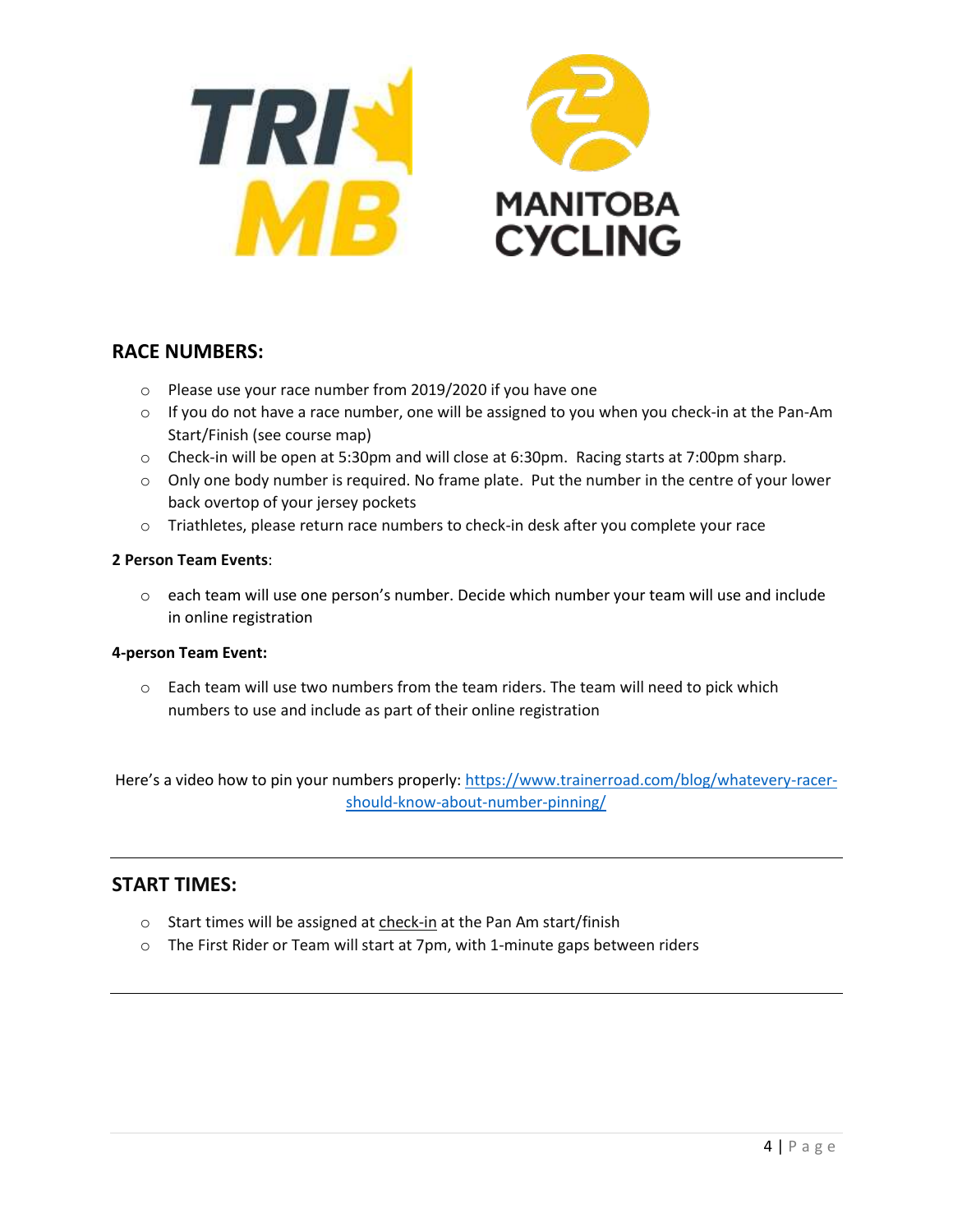## RACE NUMBERS:

- Please use your race number from 2019/2020 if you have one
- If you do not have a race number, one will be assigned to you when you check-in at the Pan-Am Start/Finish (see course map)
- Check-in will be open at 5:30pm and will close at 6:30pm. Racing starts at 7:00pm sharp.
- Only one body number is required. No frame plate. Put the number in the centre of your lower back overtop of your jersey pockets
- Triathletes, please return race numbers to check-in desk after you complete your race

**2 Person Team Events**:

- each team will use one person's number. Decide which number your team will use and include in online registration

**4-person Team Event:**

- Each team will use two numbers from the team riders. The team will need to pick which numbers to use and include as part of their online registration

Here's a video how to pin your numbers properly: [https://www.trainerroad.com/blog/whatevery-racer-should-know-about-number-pinning/](https://www.trainerroad.com/blog/whatevery-racer-should-know-about-number-pinning/)

---

## START TIMES:

- Start times will be assigned at check-in at the Pan Am start/finish
- The First Rider or Team will start at 7pm, with 1-minute gaps between riders

---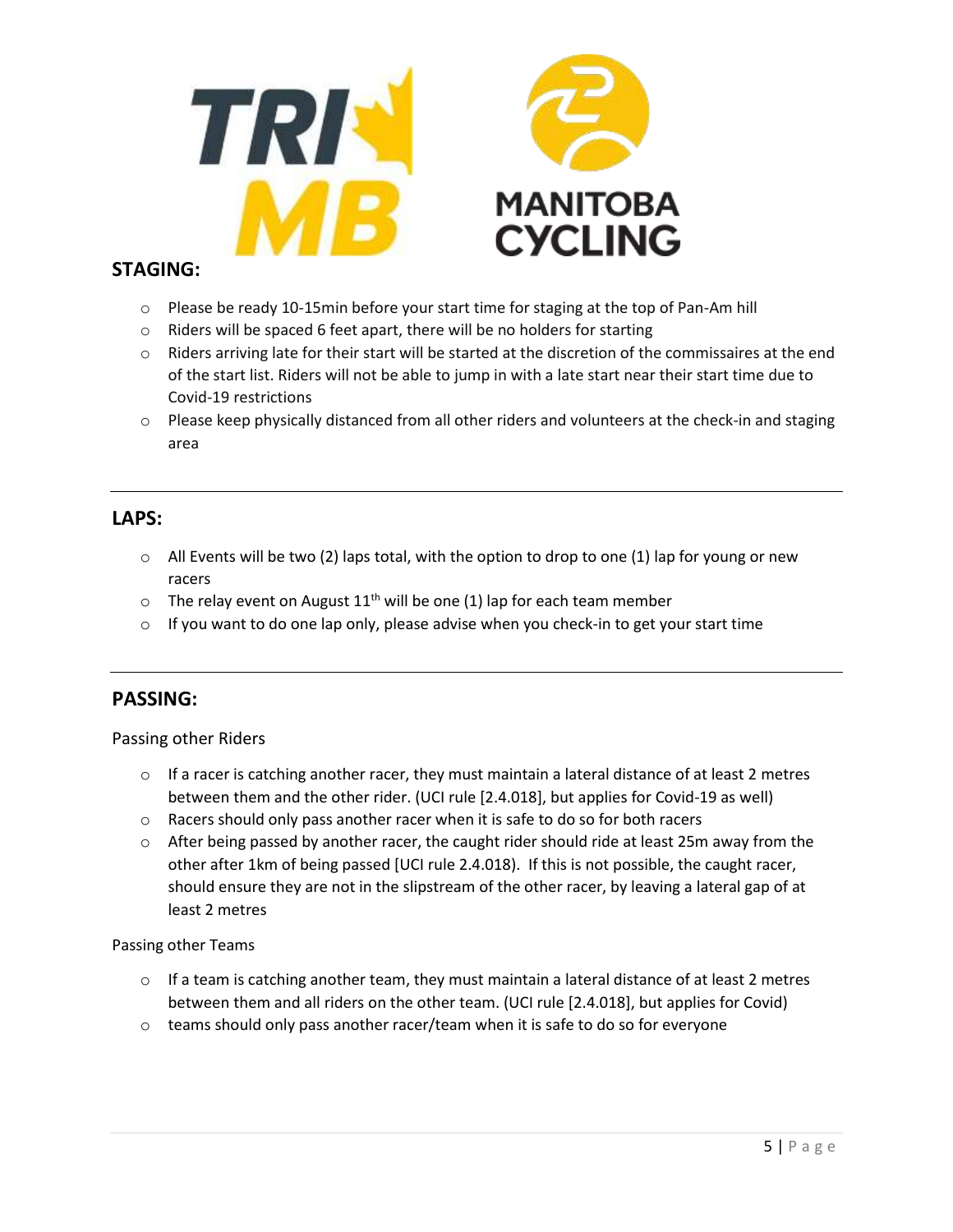## STAGING:

- Please be ready 10-15min before your start time for staging at the top of Pan-Am hill
- Riders will be spaced 6 feet apart, there will be no holders for starting
- Riders arriving late for their start will be started at the discretion of the commissaires at the end of the start list. Riders will not be able to jump in with a late start near their start time due to Covid-19 restrictions
- Please keep physically distanced from all other riders and volunteers at the check-in and staging area

---

## LAPS:

- All Events will be two (2) laps total, with the option to drop to one (1) lap for young or new racers
- The relay event on August 11th will be one (1) lap for each team member
- If you want to do one lap only, please advise when you check-in to get your start time

---

## PASSING:

Passing other Riders

- If a racer is catching another racer, they must maintain a lateral distance of at least 2 metres between them and the other rider. (UCI rule [2.4.018], but applies for Covid-19 as well)
- Racers should only pass another racer when it is safe to do so for both racers
- After being passed by another racer, the caught rider should ride at least 25m away from the other after 1km of being passed [UCI rule 2.4.018]. If this is not possible, the caught racer, should ensure they are not in the slipstream of the other racer, by leaving a lateral gap of at least 2 metres

Passing other Teams

- If a team is catching another team, they must maintain a lateral distance of at least 2 metres between them and all riders on the other team. (UCI rule [2.4.018], but applies for Covid)
- teams should only pass another racer/team when it is safe to do so for everyone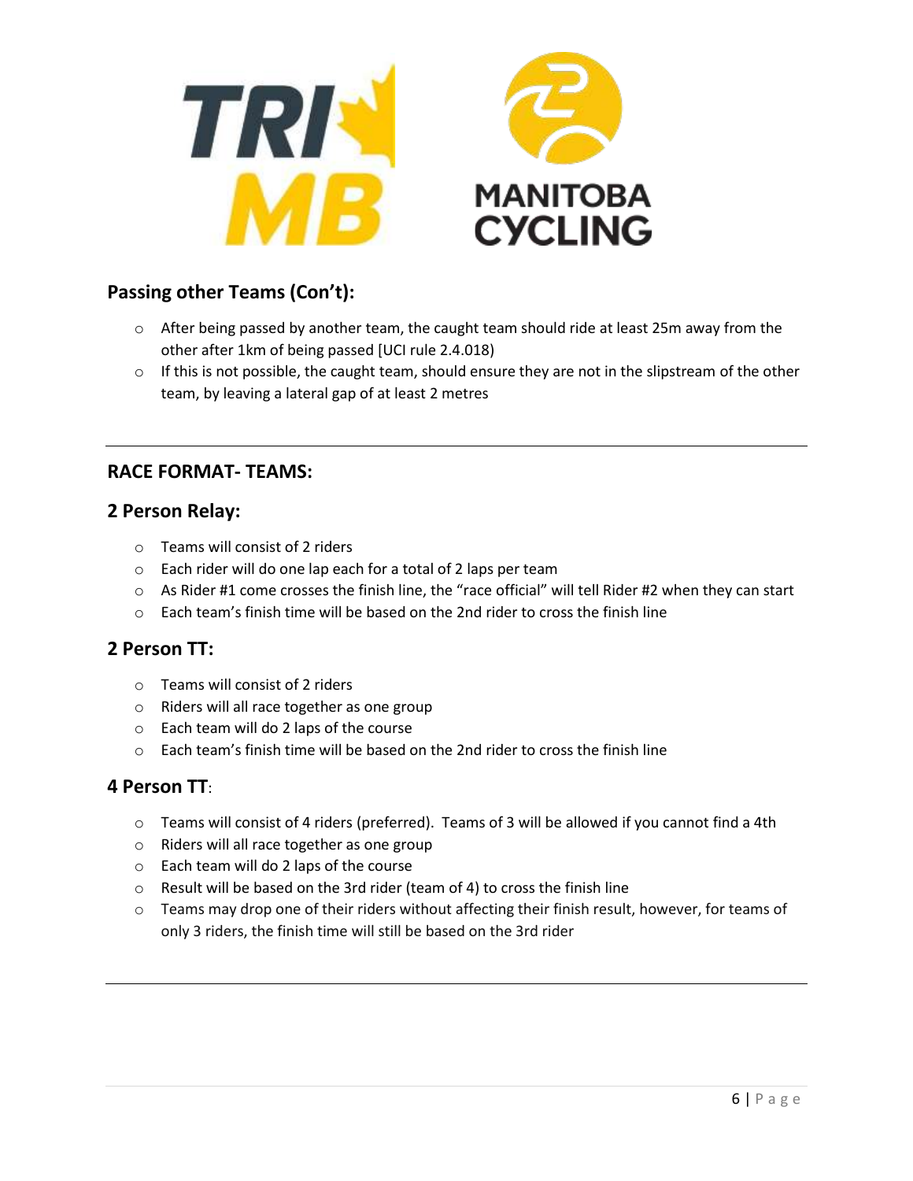## Passing other Teams (Con't):

- After being passed by another team, the caught team should ride at least 25m away from the other after 1km of being passed [UCI rule 2.4.018)
- If this is not possible, the caught team, should ensure they are not in the slipstream of the other team, by leaving a lateral gap of at least 2 metres

---

## RACE FORMAT- TEAMS:

## 2 Person Relay:

- Teams will consist of 2 riders
- Each rider will do one lap each for a total of 2 laps per team
- As Rider #1 come crosses the finish line, the "race official" will tell Rider #2 when they can start
- Each team's finish time will be based on the 2nd rider to cross the finish line

## 2 Person TT:

- Teams will consist of 2 riders
- Riders will all race together as one group
- Each team will do 2 laps of the course
- Each team's finish time will be based on the 2nd rider to cross the finish line

## 4 Person TT:

- Teams will consist of 4 riders (preferred). Teams of 3 will be allowed if you cannot find a 4th
- Riders will all race together as one group
- Each team will do 2 laps of the course
- Result will be based on the 3rd rider (team of 4) to cross the finish line
- Teams may drop one of their riders without affecting their finish result, however, for teams of only 3 riders, the finish time will still be based on the 3rd rider

---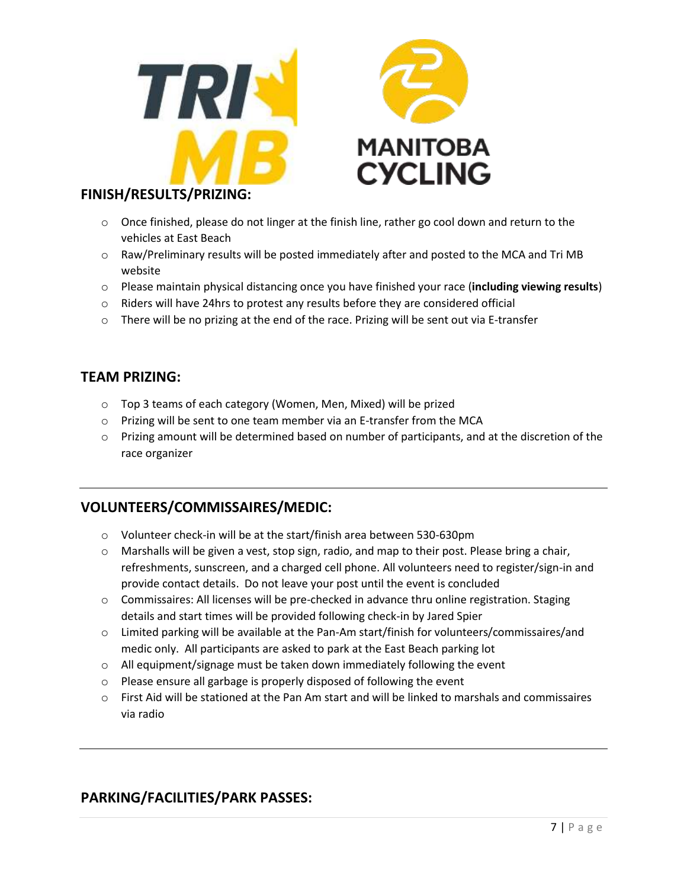## FINISH/RESULTS/PRIZING:

- Once finished, please do not linger at the finish line, rather go cool down and return to the vehicles at East Beach
- Raw/Preliminary results will be posted immediately after and posted to the MCA and Tri MB website
- Please maintain physical distancing once you have finished your race (**including viewing results**)
- Riders will have 24hrs to protest any results before they are considered official
- There will be no prizing at the end of the race. Prizing will be sent out via E-transfer

## TEAM PRIZING:

- Top 3 teams of each category (Women, Men, Mixed) will be prized
- Prizing will be sent to one team member via an E-transfer from the MCA
- Prizing amount will be determined based on number of participants, and at the discretion of the race organizer

---

## VOLUNTEERS/COMMISSAIRES/MEDIC:

- Volunteer check-in will be at the start/finish area between 530-630pm
- Marshalls will be given a vest, stop sign, radio, and map to their post. Please bring a chair, refreshments, sunscreen, and a charged cell phone. All volunteers need to register/sign-in and provide contact details. Do not leave your post until the event is concluded
- Commissaires: All licenses will be pre-checked in advance thru online registration. Staging details and start times will be provided following check-in by Jared Spier
- Limited parking will be available at the Pan-Am start/finish for volunteers/commissaires/and medic only. All participants are asked to park at the East Beach parking lot
- All equipment/signage must be taken down immediately following the event
- Please ensure all garbage is properly disposed of following the event
- First Aid will be stationed at the Pan Am start and will be linked to marshals and commissaires via radio

---

## PARKING/FACILITIES/PARK PASSES: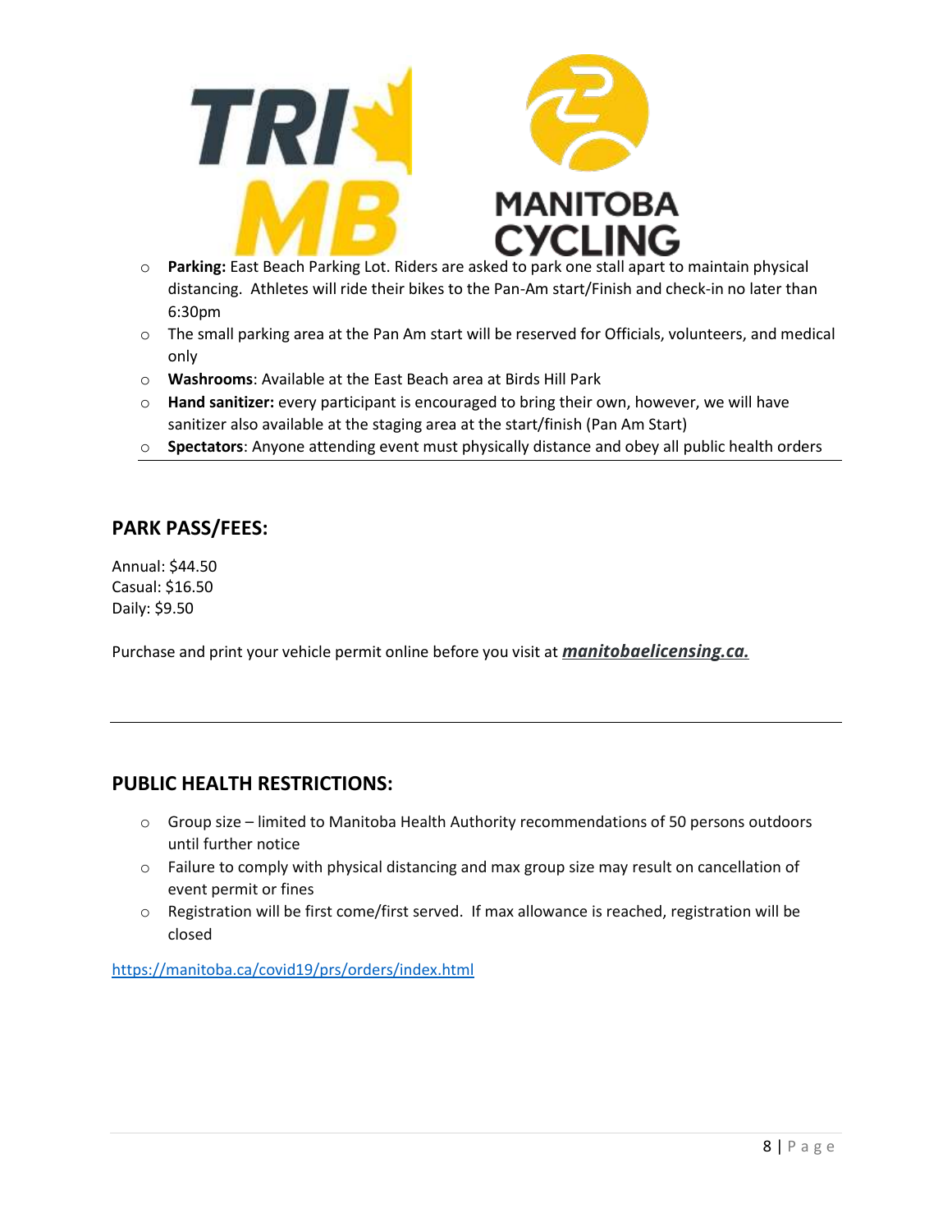- **Parking:** East Beach Parking Lot. Riders are asked to park one stall apart to maintain physical distancing. Athletes will ride their bikes to the Pan-Am start/Finish and check-in no later than 6:30pm
- The small parking area at the Pan Am start will be reserved for Officials, volunteers, and medical only
- **Washrooms**: Available at the East Beach area at Birds Hill Park
- **Hand sanitizer:** every participant is encouraged to bring their own, however, we will have sanitizer also available at the staging area at the start/finish (Pan Am Start)
- **Spectators**: Anyone attending event must physically distance and obey all public health orders

---

## PARK PASS/FEES:

Annual: $44.50
Casual: $16.50
Daily: $9.50

Purchase and print your vehicle permit online before you visit at ***manitobaelicensing.ca.***

---

## PUBLIC HEALTH RESTRICTIONS:

- Group size – limited to Manitoba Health Authority recommendations of 50 persons outdoors until further notice
- Failure to comply with physical distancing and max group size may result on cancellation of event permit or fines
- Registration will be first come/first served. If max allowance is reached, registration will be closed

https://manitoba.ca/covid19/prs/orders/index.html